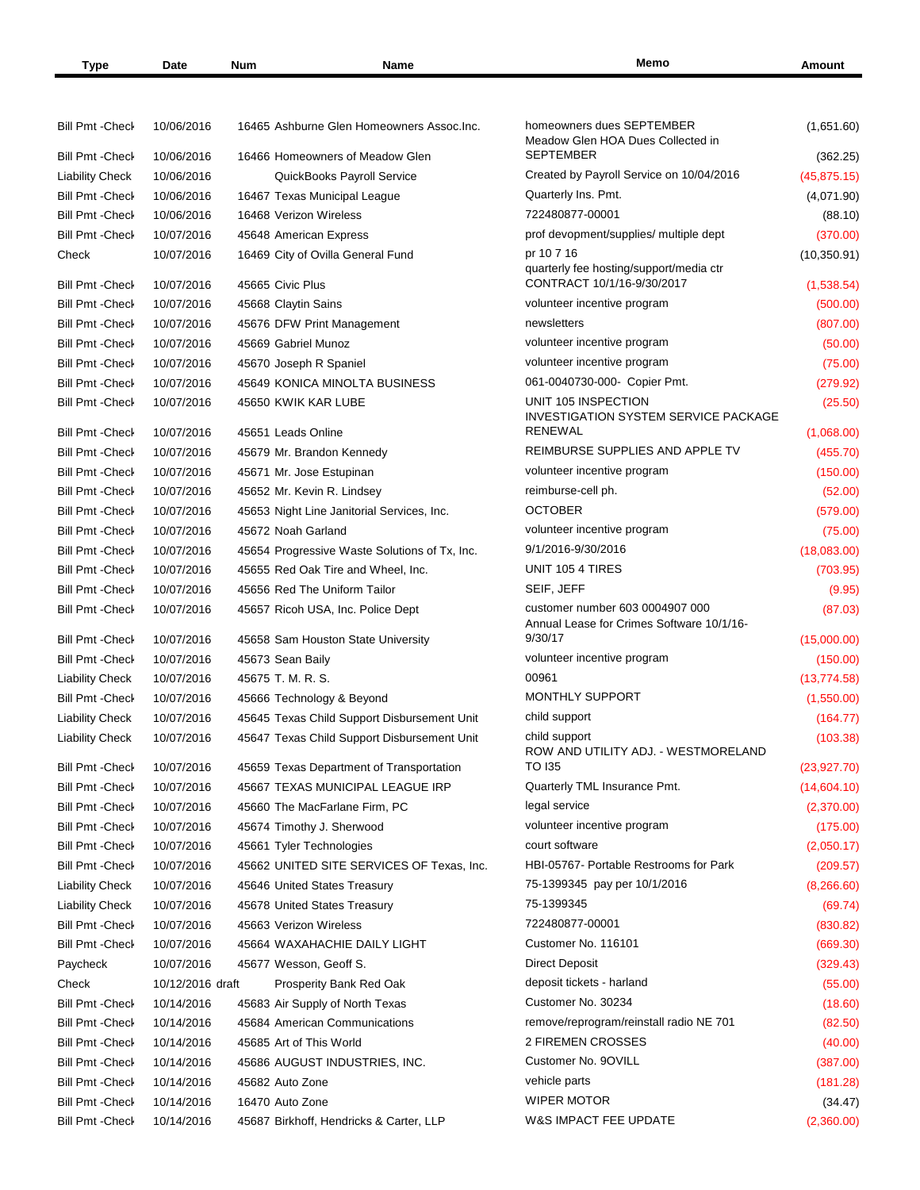| Type | Date | Num | Name | Memo | Amount |
|---|---|---|---|---|---|
| Bill Pmt -Check | 10/06/2016 | 16465 | Ashburne Glen Homeowners Assoc.Inc. | homeowners dues SEPTEMBER | (1,651.60) |
| Bill Pmt -Check | 10/06/2016 | 16466 | Homeowners of Meadow Glen | Meadow Glen HOA Dues Collected in SEPTEMBER | (362.25) |
| Liability Check | 10/06/2016 | | QuickBooks Payroll Service | Created by Payroll Service on 10/04/2016 | (45,875.15) |
| Bill Pmt -Check | 10/06/2016 | 16467 | Texas Municipal League | Quarterly Ins. Pmt. | (4,071.90) |
| Bill Pmt -Check | 10/06/2016 | 16468 | Verizon Wireless | 722480877-00001 | (88.10) |
| Bill Pmt -Check | 10/07/2016 | 45648 | American Express | prof devopment/supplies/ multiple dept | (370.00) |
| Check | 10/07/2016 | 16469 | City of Ovilla General Fund | pr 10 7 16 | (10,350.91) |
| Bill Pmt -Check | 10/07/2016 | 45665 | Civic Plus | quarterly fee hosting/support/media ctr CONTRACT 10/1/16-9/30/2017 | (1,538.54) |
| Bill Pmt -Check | 10/07/2016 | 45668 | Claytin Sains | volunteer incentive program | (500.00) |
| Bill Pmt -Check | 10/07/2016 | 45676 | DFW Print Management | newsletters | (807.00) |
| Bill Pmt -Check | 10/07/2016 | 45669 | Gabriel Munoz | volunteer incentive program | (50.00) |
| Bill Pmt -Check | 10/07/2016 | 45670 | Joseph R Spaniel | volunteer incentive program | (75.00) |
| Bill Pmt -Check | 10/07/2016 | 45649 | KONICA MINOLTA BUSINESS | 061-0040730-000- Copier Pmt. | (279.92) |
| Bill Pmt -Check | 10/07/2016 | 45650 | KWIK KAR LUBE | UNIT 105 INSPECTION | (25.50) |
| Bill Pmt -Check | 10/07/2016 | 45651 | Leads Online | INVESTIGATION SYSTEM SERVICE PACKAGE RENEWAL | (1,068.00) |
| Bill Pmt -Check | 10/07/2016 | 45679 | Mr. Brandon Kennedy | REIMBURSE SUPPLIES AND APPLE TV | (455.70) |
| Bill Pmt -Check | 10/07/2016 | 45671 | Mr. Jose Estupinan | volunteer incentive program | (150.00) |
| Bill Pmt -Check | 10/07/2016 | 45652 | Mr. Kevin R. Lindsey | reimburse-cell ph. | (52.00) |
| Bill Pmt -Check | 10/07/2016 | 45653 | Night Line Janitorial Services, Inc. | OCTOBER | (579.00) |
| Bill Pmt -Check | 10/07/2016 | 45672 | Noah Garland | volunteer incentive program | (75.00) |
| Bill Pmt -Check | 10/07/2016 | 45654 | Progressive Waste Solutions of Tx, Inc. | 9/1/2016-9/30/2016 | (18,083.00) |
| Bill Pmt -Check | 10/07/2016 | 45655 | Red Oak Tire and Wheel, Inc. | UNIT 105 4 TIRES | (703.95) |
| Bill Pmt -Check | 10/07/2016 | 45656 | Red The Uniform Tailor | SEIF, JEFF | (9.95) |
| Bill Pmt -Check | 10/07/2016 | 45657 | Ricoh USA, Inc. Police Dept | customer number 603 0004907 000 | (87.03) |
| Bill Pmt -Check | 10/07/2016 | 45658 | Sam Houston State University | Annual Lease for Crimes Software 10/1/16-9/30/17 | (15,000.00) |
| Bill Pmt -Check | 10/07/2016 | 45673 | Sean Baily | volunteer incentive program | (150.00) |
| Liability Check | 10/07/2016 | 45675 | T. M. R. S. | 00961 | (13,774.58) |
| Bill Pmt -Check | 10/07/2016 | 45666 | Technology & Beyond | MONTHLY SUPPORT | (1,550.00) |
| Liability Check | 10/07/2016 | 45645 | Texas Child Support Disbursement Unit | child support | (164.77) |
| Liability Check | 10/07/2016 | 45647 | Texas Child Support Disbursement Unit | child support | (103.38) |
| Bill Pmt -Check | 10/07/2016 | 45659 | Texas Department of Transportation | ROW AND UTILITY ADJ. - WESTMORELAND TO I35 | (23,927.70) |
| Bill Pmt -Check | 10/07/2016 | 45667 | TEXAS MUNICIPAL LEAGUE IRP | Quarterly TML Insurance Pmt. | (14,604.10) |
| Bill Pmt -Check | 10/07/2016 | 45660 | The MacFarlane Firm, PC | legal service | (2,370.00) |
| Bill Pmt -Check | 10/07/2016 | 45674 | Timothy J. Sherwood | volunteer incentive program | (175.00) |
| Bill Pmt -Check | 10/07/2016 | 45661 | Tyler Technologies | court software | (2,050.17) |
| Bill Pmt -Check | 10/07/2016 | 45662 | UNITED SITE SERVICES OF Texas, Inc. | HBI-05767- Portable Restrooms for Park | (209.57) |
| Liability Check | 10/07/2016 | 45646 | United States Treasury | 75-1399345 pay per 10/1/2016 | (8,266.60) |
| Liability Check | 10/07/2016 | 45678 | United States Treasury | 75-1399345 | (69.74) |
| Bill Pmt -Check | 10/07/2016 | 45663 | Verizon Wireless | 722480877-00001 | (830.82) |
| Bill Pmt -Check | 10/07/2016 | 45664 | WAXAHACHIE DAILY LIGHT | Customer No. 116101 | (669.30) |
| Paycheck | 10/07/2016 | 45677 | Wesson, Geoff S. | Direct Deposit | (329.43) |
| Check | 10/12/2016 | draft | Prosperity Bank Red Oak | deposit tickets - harland | (55.00) |
| Bill Pmt -Check | 10/14/2016 | 45683 | Air Supply of North Texas | Customer No. 30234 | (18.60) |
| Bill Pmt -Check | 10/14/2016 | 45684 | American Communications | remove/reprogram/reinstall radio NE 701 | (82.50) |
| Bill Pmt -Check | 10/14/2016 | 45685 | Art of This World | 2 FIREMEN CROSSES | (40.00) |
| Bill Pmt -Check | 10/14/2016 | 45686 | AUGUST INDUSTRIES, INC. | Customer No. 9OVILL | (387.00) |
| Bill Pmt -Check | 10/14/2016 | 45682 | Auto Zone | vehicle parts | (181.28) |
| Bill Pmt -Check | 10/14/2016 | 16470 | Auto Zone | WIPER MOTOR | (34.47) |
| Bill Pmt -Check | 10/14/2016 | 45687 | Birkhoff, Hendricks & Carter, LLP | W&S IMPACT FEE UPDATE | (2,360.00) |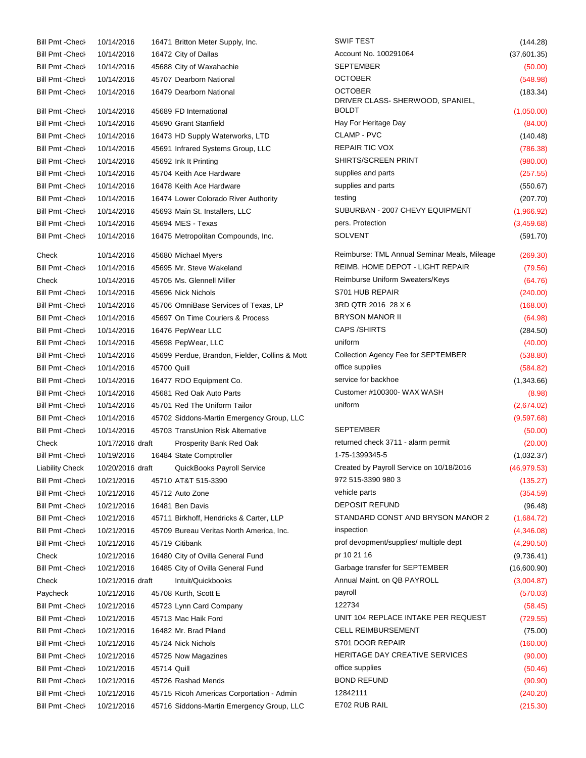| | | | | | |
|---|---|---|---|---|---|
| Bill Pmt -Check | 10/14/2016 | 16471 | Britton Meter Supply, Inc. | SWIF TEST | (144.28) |
| Bill Pmt -Check | 10/14/2016 | 16472 | City of Dallas | Account No. 100291064 | (37,601.35) |
| Bill Pmt -Check | 10/14/2016 | 45688 | City of Waxahachie | SEPTEMBER | (50.00) |
| Bill Pmt -Check | 10/14/2016 | 45707 | Dearborn National | OCTOBER | (548.98) |
| Bill Pmt -Check | 10/14/2016 | 16479 | Dearborn National | OCTOBER | (183.34) |
| Bill Pmt -Check | 10/14/2016 | 45689 | FD International | DRIVER CLASS- SHERWOOD, SPANIEL, BOLDT | (1,050.00) |
| Bill Pmt -Check | 10/14/2016 | 45690 | Grant Stanfield | Hay For Heritage Day | (84.00) |
| Bill Pmt -Check | 10/14/2016 | 16473 | HD Supply Waterworks, LTD | CLAMP - PVC | (140.48) |
| Bill Pmt -Check | 10/14/2016 | 45691 | Infrared Systems Group, LLC | REPAIR TIC VOX | (786.38) |
| Bill Pmt -Check | 10/14/2016 | 45692 | Ink It Printing | SHIRTS/SCREEN PRINT | (980.00) |
| Bill Pmt -Check | 10/14/2016 | 45704 | Keith Ace Hardware | supplies and parts | (257.55) |
| Bill Pmt -Check | 10/14/2016 | 16478 | Keith Ace Hardware | supplies and parts | (550.67) |
| Bill Pmt -Check | 10/14/2016 | 16474 | Lower Colorado River Authority | testing | (207.70) |
| Bill Pmt -Check | 10/14/2016 | 45693 | Main St. Installers, LLC | SUBURBAN - 2007 CHEVY EQUIPMENT | (1,966.92) |
| Bill Pmt -Check | 10/14/2016 | 45694 | MES - Texas | pers. Protection | (3,459.68) |
| Bill Pmt -Check | 10/14/2016 | 16475 | Metropolitan Compounds, Inc. | SOLVENT | (591.70) |
| Check | 10/14/2016 | 45680 | Michael Myers | Reimburse: TML Annual Seminar Meals, Mileage | (269.30) |
| Bill Pmt -Check | 10/14/2016 | 45695 | Mr. Steve Wakeland | REIMB. HOME DEPOT - LIGHT REPAIR | (79.56) |
| Check | 10/14/2016 | 45705 | Ms. Glennell Miller | Reimburse Uniform Sweaters/Keys | (64.76) |
| Bill Pmt -Check | 10/14/2016 | 45696 | Nick Nichols | S701 HUB REPAIR | (240.00) |
| Bill Pmt -Check | 10/14/2016 | 45706 | OmniBase Services of Texas, LP | 3RD QTR 2016 28 X 6 | (168.00) |
| Bill Pmt -Check | 10/14/2016 | 45697 | On Time Couriers & Process | BRYSON MANOR II | (64.98) |
| Bill Pmt -Check | 10/14/2016 | 16476 | PepWear LLC | CAPS /SHIRTS | (284.50) |
| Bill Pmt -Check | 10/14/2016 | 45698 | PepWear, LLC | uniform | (40.00) |
| Bill Pmt -Check | 10/14/2016 | 45699 | Perdue, Brandon, Fielder, Collins & Mott | Collection Agency Fee for SEPTEMBER | (538.80) |
| Bill Pmt -Check | 10/14/2016 | 45700 | Quill | office supplies | (584.82) |
| Bill Pmt -Check | 10/14/2016 | 16477 | RDO Equipment Co. | service for backhoe | (1,343.66) |
| Bill Pmt -Check | 10/14/2016 | 45681 | Red Oak Auto Parts | Customer #100300- WAX WASH | (8.98) |
| Bill Pmt -Check | 10/14/2016 | 45701 | Red The Uniform Tailor | uniform | (2,674.02) |
| Bill Pmt -Check | 10/14/2016 | 45702 | Siddons-Martin Emergency Group, LLC | | (9,597.68) |
| Bill Pmt -Check | 10/14/2016 | 45703 | TransUnion Risk Alternative | SEPTEMBER | (50.00) |
| Check | 10/17/2016 | draft | Prosperity Bank Red Oak | returned check 3711 - alarm permit | (20.00) |
| Bill Pmt -Check | 10/19/2016 | 16484 | State Comptroller | 1-75-1399345-5 | (1,032.37) |
| Liability Check | 10/20/2016 | draft | QuickBooks Payroll Service | Created by Payroll Service on 10/18/2016 | (46,979.53) |
| Bill Pmt -Check | 10/21/2016 | 45710 | AT&T 515-3390 | 972 515-3390 980 3 | (135.27) |
| Bill Pmt -Check | 10/21/2016 | 45712 | Auto Zone | vehicle parts | (354.59) |
| Bill Pmt -Check | 10/21/2016 | 16481 | Ben Davis | DEPOSIT REFUND | (96.48) |
| Bill Pmt -Check | 10/21/2016 | 45711 | Birkhoff, Hendricks & Carter, LLP | STANDARD CONST AND BRYSON MANOR 2 | (1,684.72) |
| Bill Pmt -Check | 10/21/2016 | 45709 | Bureau Veritas North America, Inc. | inspection | (4,346.08) |
| Bill Pmt -Check | 10/21/2016 | 45719 | Citibank | prof devopment/supplies/ multiple dept | (4,290.50) |
| Check | 10/21/2016 | 16480 | City of Ovilla General Fund | pr 10 21 16 | (9,736.41) |
| Bill Pmt -Check | 10/21/2016 | 16485 | City of Ovilla General Fund | Garbage transfer for SEPTEMBER | (16,600.90) |
| Check | 10/21/2016 | draft | Intuit/Quickbooks | Annual Maint. on QB PAYROLL | (3,004.87) |
| Paycheck | 10/21/2016 | 45708 | Kurth, Scott E | payroll | (570.03) |
| Bill Pmt -Check | 10/21/2016 | 45723 | Lynn Card Company | 122734 | (58.45) |
| Bill Pmt -Check | 10/21/2016 | 45713 | Mac Haik Ford | UNIT 104 REPLACE INTAKE PER REQUEST | (729.55) |
| Bill Pmt -Check | 10/21/2016 | 16482 | Mr. Brad Piland | CELL REIMBURSEMENT | (75.00) |
| Bill Pmt -Check | 10/21/2016 | 45724 | Nick Nichols | S701 DOOR REPAIR | (160.00) |
| Bill Pmt -Check | 10/21/2016 | 45725 | Now Magazines | HERITAGE DAY CREATIVE SERVICES | (90.00) |
| Bill Pmt -Check | 10/21/2016 | 45714 | Quill | office supplies | (50.46) |
| Bill Pmt -Check | 10/21/2016 | 45726 | Rashad Mends | BOND REFUND | (90.90) |
| Bill Pmt -Check | 10/21/2016 | 45715 | Ricoh Americas Corportation - Admin | 12842111 | (240.20) |
| Bill Pmt -Check | 10/21/2016 | 45716 | Siddons-Martin Emergency Group, LLC | E702 RUB RAIL | (215.30) |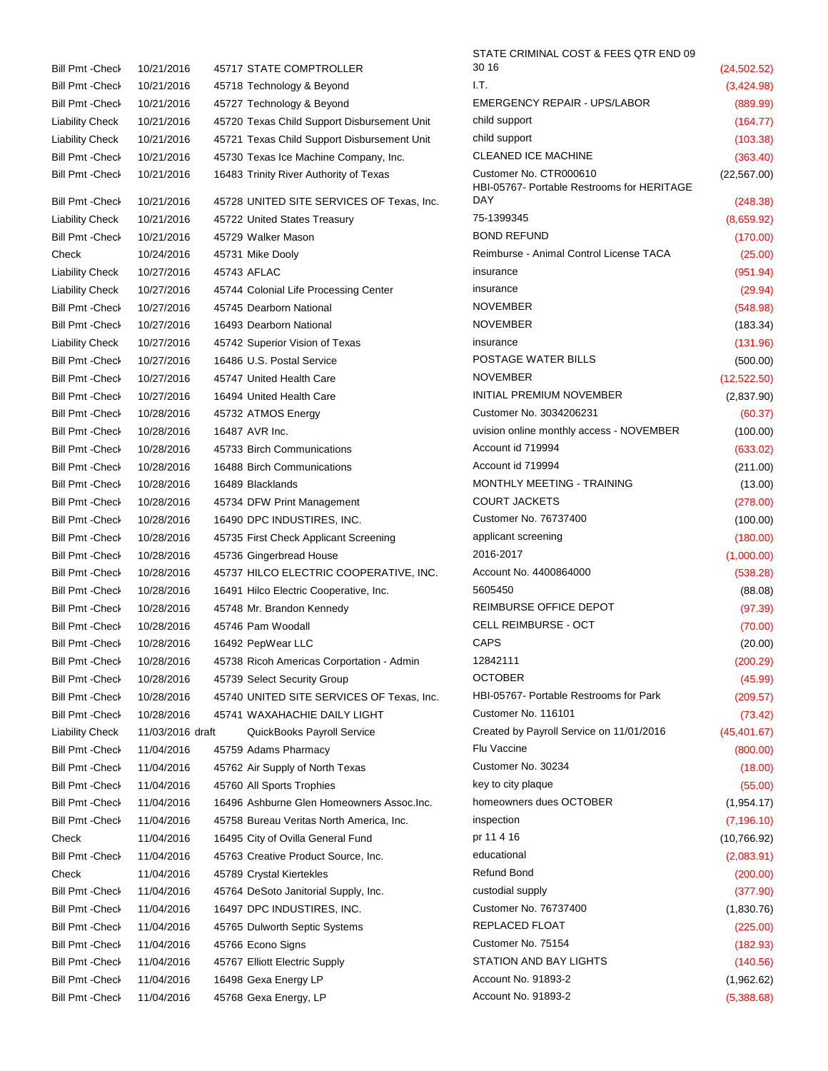| | | | | | |
|---|---|---|---|---|---|
| Bill Pmt -Check | 10/21/2016 | 45717 | STATE COMPTROLLER | STATE CRIMINAL COST & FEES QTR END 09 30 16 | (24,502.52) |
| Bill Pmt -Check | 10/21/2016 | 45718 | Technology & Beyond | I.T. | (3,424.98) |
| Bill Pmt -Check | 10/21/2016 | 45727 | Technology & Beyond | EMERGENCY REPAIR - UPS/LABOR | (889.99) |
| Liability Check | 10/21/2016 | 45720 | Texas Child Support Disbursement Unit | child support | (164.77) |
| Liability Check | 10/21/2016 | 45721 | Texas Child Support Disbursement Unit | child support | (103.38) |
| Bill Pmt -Check | 10/21/2016 | 45730 | Texas Ice Machine Company, Inc. | CLEANED ICE MACHINE | (363.40) |
| Bill Pmt -Check | 10/21/2016 | 16483 | Trinity River Authority of Texas | Customer No. CTR000610 | (22,567.00) |
| Bill Pmt -Check | 10/21/2016 | 45728 | UNITED SITE SERVICES OF Texas, Inc. | HBI-05767- Portable Restrooms for HERITAGE DAY | (248.38) |
| Liability Check | 10/21/2016 | 45722 | United States Treasury | 75-1399345 | (8,659.92) |
| Bill Pmt -Check | 10/21/2016 | 45729 | Walker Mason | BOND REFUND | (170.00) |
| Check | 10/24/2016 | 45731 | Mike Dooly | Reimburse - Animal Control License TACA | (25.00) |
| Liability Check | 10/27/2016 | 45743 | AFLAC | insurance | (951.94) |
| Liability Check | 10/27/2016 | 45744 | Colonial Life Processing Center | insurance | (29.94) |
| Bill Pmt -Check | 10/27/2016 | 45745 | Dearborn National | NOVEMBER | (548.98) |
| Bill Pmt -Check | 10/27/2016 | 16493 | Dearborn National | NOVEMBER | (183.34) |
| Liability Check | 10/27/2016 | 45742 | Superior Vision of Texas | insurance | (131.96) |
| Bill Pmt -Check | 10/27/2016 | 16486 | U.S. Postal Service | POSTAGE WATER BILLS | (500.00) |
| Bill Pmt -Check | 10/27/2016 | 45747 | United Health Care | NOVEMBER | (12,522.50) |
| Bill Pmt -Check | 10/27/2016 | 16494 | United Health Care | INITIAL PREMIUM NOVEMBER | (2,837.90) |
| Bill Pmt -Check | 10/28/2016 | 45732 | ATMOS Energy | Customer No. 3034206231 | (60.37) |
| Bill Pmt -Check | 10/28/2016 | 16487 | AVR Inc. | uvision online monthly access - NOVEMBER | (100.00) |
| Bill Pmt -Check | 10/28/2016 | 45733 | Birch Communications | Account id 719994 | (633.02) |
| Bill Pmt -Check | 10/28/2016 | 16488 | Birch Communications | Account id 719994 | (211.00) |
| Bill Pmt -Check | 10/28/2016 | 16489 | Blacklands | MONTHLY MEETING - TRAINING | (13.00) |
| Bill Pmt -Check | 10/28/2016 | 45734 | DFW Print Management | COURT JACKETS | (278.00) |
| Bill Pmt -Check | 10/28/2016 | 16490 | DPC INDUSTIRES, INC. | Customer No. 76737400 | (100.00) |
| Bill Pmt -Check | 10/28/2016 | 45735 | First Check Applicant Screening | applicant screening | (180.00) |
| Bill Pmt -Check | 10/28/2016 | 45736 | Gingerbread House | 2016-2017 | (1,000.00) |
| Bill Pmt -Check | 10/28/2016 | 45737 | HILCO ELECTRIC COOPERATIVE, INC. | Account No. 4400864000 | (538.28) |
| Bill Pmt -Check | 10/28/2016 | 16491 | Hilco Electric Cooperative, Inc. | 5605450 | (88.08) |
| Bill Pmt -Check | 10/28/2016 | 45748 | Mr. Brandon Kennedy | REIMBURSE OFFICE DEPOT | (97.39) |
| Bill Pmt -Check | 10/28/2016 | 45746 | Pam Woodall | CELL REIMBURSE - OCT | (70.00) |
| Bill Pmt -Check | 10/28/2016 | 16492 | PepWear LLC | CAPS | (20.00) |
| Bill Pmt -Check | 10/28/2016 | 45738 | Ricoh Americas Corportation - Admin | 12842111 | (200.29) |
| Bill Pmt -Check | 10/28/2016 | 45739 | Select Security Group | OCTOBER | (45.99) |
| Bill Pmt -Check | 10/28/2016 | 45740 | UNITED SITE SERVICES OF Texas, Inc. | HBI-05767- Portable Restrooms for Park | (209.57) |
| Bill Pmt -Check | 10/28/2016 | 45741 | WAXAHACHIE DAILY LIGHT | Customer No. 116101 | (73.42) |
| Liability Check | 11/03/2016 | draft | QuickBooks Payroll Service | Created by Payroll Service on 11/01/2016 | (45,401.67) |
| Bill Pmt -Check | 11/04/2016 | 45759 | Adams Pharmacy | Flu Vaccine | (800.00) |
| Bill Pmt -Check | 11/04/2016 | 45762 | Air Supply of North Texas | Customer No. 30234 | (18.00) |
| Bill Pmt -Check | 11/04/2016 | 45760 | All Sports Trophies | key to city plaque | (55.00) |
| Bill Pmt -Check | 11/04/2016 | 16496 | Ashburne Glen Homeowners Assoc.Inc. | homeowners dues OCTOBER | (1,954.17) |
| Bill Pmt -Check | 11/04/2016 | 45758 | Bureau Veritas North America, Inc. | inspection | (7,196.10) |
| Check | 11/04/2016 | 16495 | City of Ovilla General Fund | pr 11 4 16 | (10,766.92) |
| Bill Pmt -Check | 11/04/2016 | 45763 | Creative Product Source, Inc. | educational | (2,083.91) |
| Check | 11/04/2016 | 45789 | Crystal Kiertekles | Refund Bond | (200.00) |
| Bill Pmt -Check | 11/04/2016 | 45764 | DeSoto Janitorial Supply, Inc. | custodial supply | (377.90) |
| Bill Pmt -Check | 11/04/2016 | 16497 | DPC INDUSTIRES, INC. | Customer No. 76737400 | (1,830.76) |
| Bill Pmt -Check | 11/04/2016 | 45765 | Dulworth Septic Systems | REPLACED FLOAT | (225.00) |
| Bill Pmt -Check | 11/04/2016 | 45766 | Econo Signs | Customer No. 75154 | (182.93) |
| Bill Pmt -Check | 11/04/2016 | 45767 | Elliott Electric Supply | STATION AND BAY LIGHTS | (140.56) |
| Bill Pmt -Check | 11/04/2016 | 16498 | Gexa Energy LP | Account No. 91893-2 | (1,962.62) |
| Bill Pmt -Check | 11/04/2016 | 45768 | Gexa Energy, LP | Account No. 91893-2 | (5,388.68) |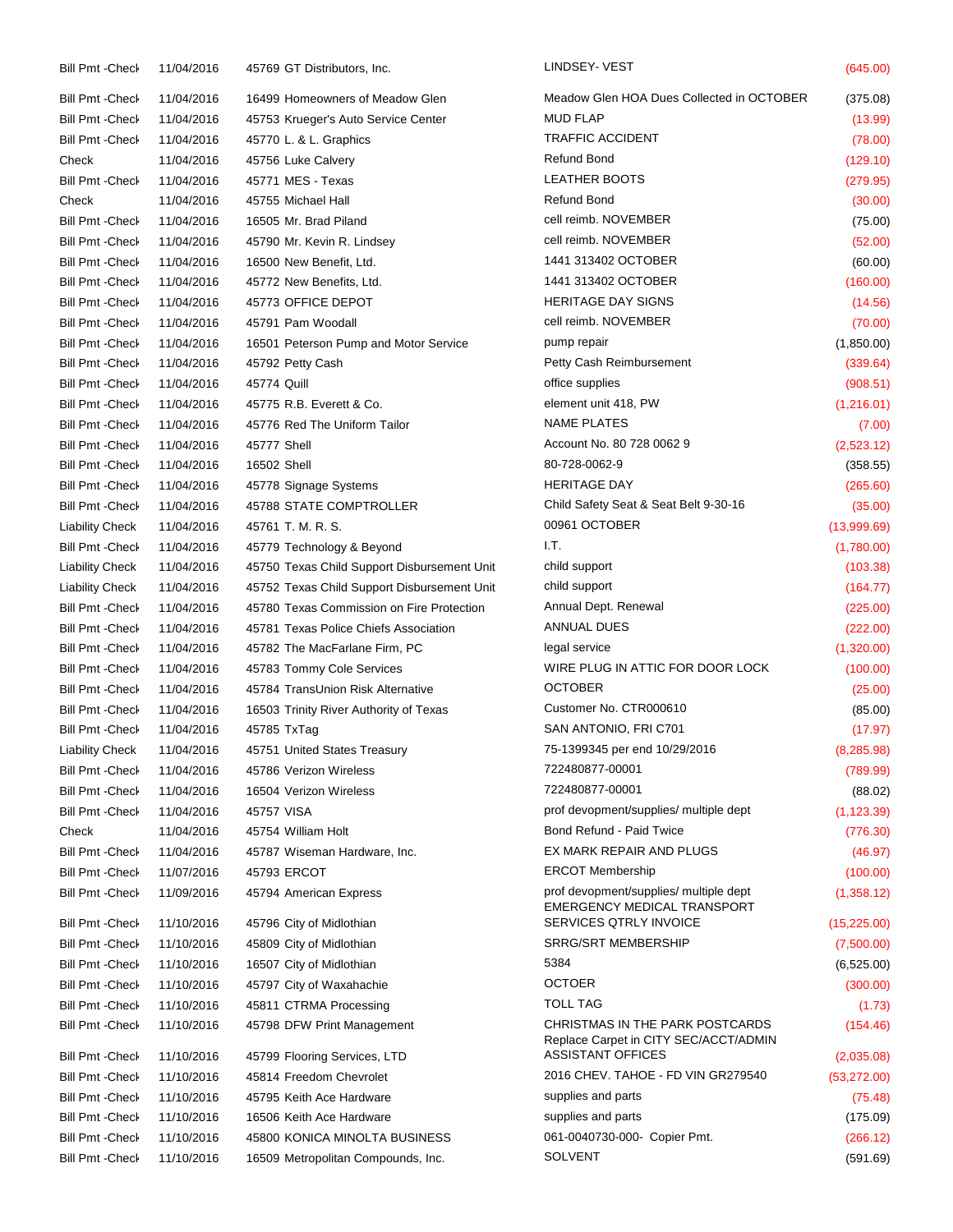| | | | | |
|---|---|---|---|---|
| Bill Pmt -Check | 11/04/2016 | 45769 GT Distributors, Inc. | LINDSEY- VEST | (645.00) |
| Bill Pmt -Check | 11/04/2016 | 16499 Homeowners of Meadow Glen | Meadow Glen HOA Dues Collected in OCTOBER | (375.08) |
| Bill Pmt -Check | 11/04/2016 | 45753 Krueger's Auto Service Center | MUD FLAP | (13.99) |
| Bill Pmt -Check | 11/04/2016 | 45770 L. & L. Graphics | TRAFFIC ACCIDENT | (78.00) |
| Check | 11/04/2016 | 45756 Luke Calvery | Refund Bond | (129.10) |
| Bill Pmt -Check | 11/04/2016 | 45771 MES - Texas | LEATHER BOOTS | (279.95) |
| Check | 11/04/2016 | 45755 Michael Hall | Refund Bond | (30.00) |
| Bill Pmt -Check | 11/04/2016 | 16505 Mr. Brad Piland | cell reimb. NOVEMBER | (75.00) |
| Bill Pmt -Check | 11/04/2016 | 45790 Mr. Kevin R. Lindsey | cell reimb. NOVEMBER | (52.00) |
| Bill Pmt -Check | 11/04/2016 | 16500 New Benefit, Ltd. | 1441 313402 OCTOBER | (60.00) |
| Bill Pmt -Check | 11/04/2016 | 45772 New Benefits, Ltd. | 1441 313402 OCTOBER | (160.00) |
| Bill Pmt -Check | 11/04/2016 | 45773 OFFICE DEPOT | HERITAGE DAY SIGNS | (14.56) |
| Bill Pmt -Check | 11/04/2016 | 45791 Pam Woodall | cell reimb. NOVEMBER | (70.00) |
| Bill Pmt -Check | 11/04/2016 | 16501 Peterson Pump and Motor Service | pump repair | (1,850.00) |
| Bill Pmt -Check | 11/04/2016 | 45792 Petty Cash | Petty Cash Reimbursement | (339.64) |
| Bill Pmt -Check | 11/04/2016 | 45774 Quill | office supplies | (908.51) |
| Bill Pmt -Check | 11/04/2016 | 45775 R.B. Everett & Co. | element unit 418, PW | (1,216.01) |
| Bill Pmt -Check | 11/04/2016 | 45776 Red The Uniform Tailor | NAME PLATES | (7.00) |
| Bill Pmt -Check | 11/04/2016 | 45777 Shell | Account No. 80 728 0062 9 | (2,523.12) |
| Bill Pmt -Check | 11/04/2016 | 16502 Shell | 80-728-0062-9 | (358.55) |
| Bill Pmt -Check | 11/04/2016 | 45778 Signage Systems | HERITAGE DAY | (265.60) |
| Bill Pmt -Check | 11/04/2016 | 45788 STATE COMPTROLLER | Child Safety Seat & Seat Belt 9-30-16 | (35.00) |
| Liability Check | 11/04/2016 | 45761 T. M. R. S. | 00961 OCTOBER | (13,999.69) |
| Bill Pmt -Check | 11/04/2016 | 45779 Technology & Beyond | I.T. | (1,780.00) |
| Liability Check | 11/04/2016 | 45750 Texas Child Support Disbursement Unit | child support | (103.38) |
| Liability Check | 11/04/2016 | 45752 Texas Child Support Disbursement Unit | child support | (164.77) |
| Bill Pmt -Check | 11/04/2016 | 45780 Texas Commission on Fire Protection | Annual Dept. Renewal | (225.00) |
| Bill Pmt -Check | 11/04/2016 | 45781 Texas Police Chiefs Association | ANNUAL DUES | (222.00) |
| Bill Pmt -Check | 11/04/2016 | 45782 The MacFarlane Firm, PC | legal service | (1,320.00) |
| Bill Pmt -Check | 11/04/2016 | 45783 Tommy Cole Services | WIRE PLUG IN ATTIC FOR DOOR LOCK | (100.00) |
| Bill Pmt -Check | 11/04/2016 | 45784 TransUnion Risk Alternative | OCTOBER | (25.00) |
| Bill Pmt -Check | 11/04/2016 | 16503 Trinity River Authority of Texas | Customer No. CTR000610 | (85.00) |
| Bill Pmt -Check | 11/04/2016 | 45785 TxTag | SAN ANTONIO, FRI C701 | (17.97) |
| Liability Check | 11/04/2016 | 45751 United States Treasury | 75-1399345 per end 10/29/2016 | (8,285.98) |
| Bill Pmt -Check | 11/04/2016 | 45786 Verizon Wireless | 722480877-00001 | (789.99) |
| Bill Pmt -Check | 11/04/2016 | 16504 Verizon Wireless | 722480877-00001 | (88.02) |
| Bill Pmt -Check | 11/04/2016 | 45757 VISA | prof devopment/supplies/ multiple dept | (1,123.39) |
| Check | 11/04/2016 | 45754 William Holt | Bond Refund - Paid Twice | (776.30) |
| Bill Pmt -Check | 11/04/2016 | 45787 Wiseman Hardware, Inc. | EX MARK REPAIR AND PLUGS | (46.97) |
| Bill Pmt -Check | 11/07/2016 | 45793 ERCOT | ERCOT Membership | (100.00) |
| Bill Pmt -Check | 11/09/2016 | 45794 American Express | prof devopment/supplies/ multiple dept | (1,358.12) |
| Bill Pmt -Check | 11/10/2016 | 45796 City of Midlothian | EMERGENCY MEDICAL TRANSPORT SERVICES QTRLY INVOICE | (15,225.00) |
| Bill Pmt -Check | 11/10/2016 | 45809 City of Midlothian | SRRG/SRT MEMBERSHIP | (7,500.00) |
| Bill Pmt -Check | 11/10/2016 | 16507 City of Midlothian | 5384 | (6,525.00) |
| Bill Pmt -Check | 11/10/2016 | 45797 City of Waxahachie | OCTOER | (300.00) |
| Bill Pmt -Check | 11/10/2016 | 45811 CTRMA Processing | TOLL TAG | (1.73) |
| Bill Pmt -Check | 11/10/2016 | 45798 DFW Print Management | CHRISTMAS IN THE PARK POSTCARDS | (154.46) |
| Bill Pmt -Check | 11/10/2016 | 45799 Flooring Services, LTD | Replace Carpet in CITY SEC/ACCT/ADMIN ASSISTANT OFFICES | (2,035.08) |
| Bill Pmt -Check | 11/10/2016 | 45814 Freedom Chevrolet | 2016 CHEV. TAHOE - FD VIN GR279540 | (53,272.00) |
| Bill Pmt -Check | 11/10/2016 | 45795 Keith Ace Hardware | supplies and parts | (75.48) |
| Bill Pmt -Check | 11/10/2016 | 16506 Keith Ace Hardware | supplies and parts | (175.09) |
| Bill Pmt -Check | 11/10/2016 | 45800 KONICA MINOLTA BUSINESS | 061-0040730-000- Copier Pmt. | (266.12) |
| Bill Pmt -Check | 11/10/2016 | 16509 Metropolitan Compounds, Inc. | SOLVENT | (591.69) |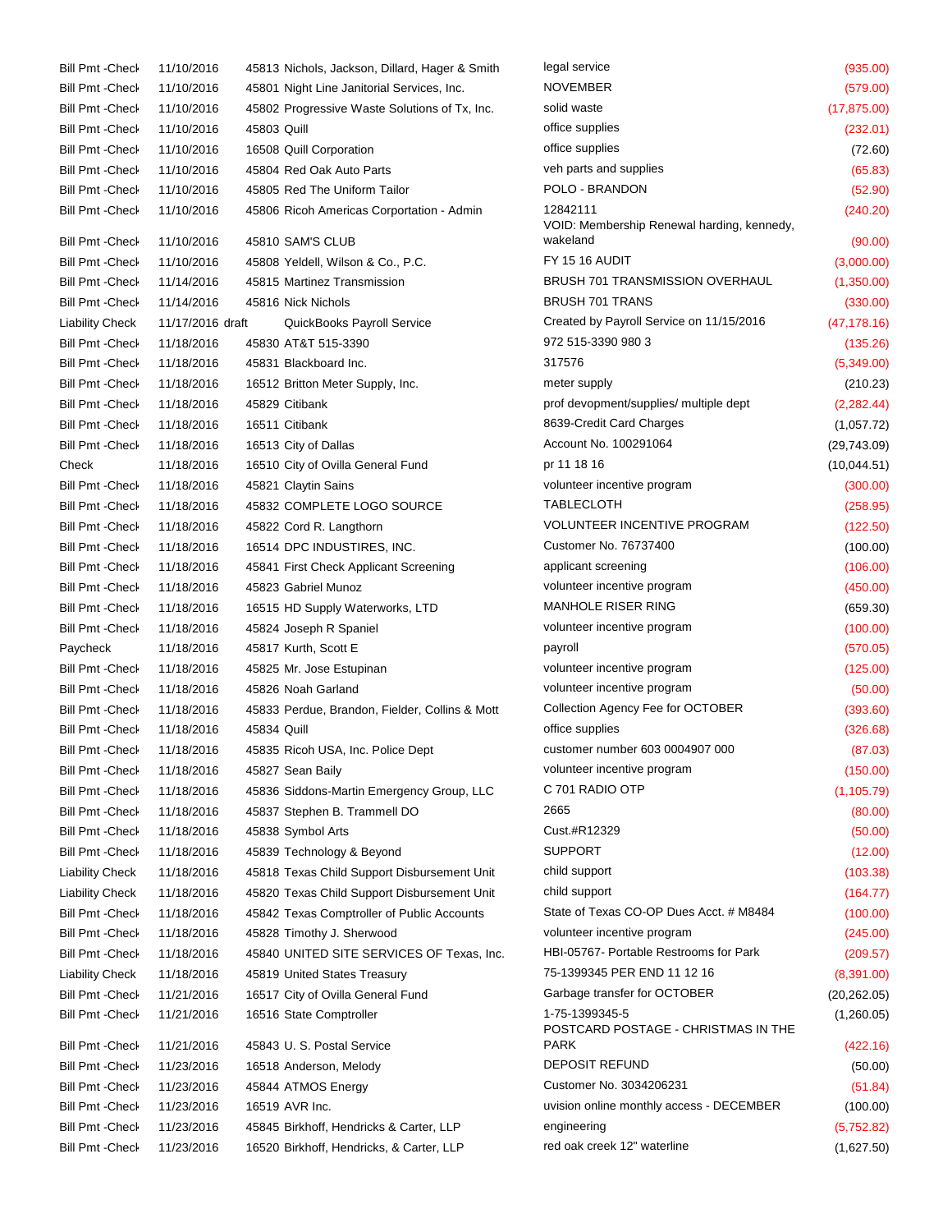| Type | Date | Num | Name | Memo | Amount |
|---|---|---|---|---|---|
| Bill Pmt -Check | 11/10/2016 | 45813 | Nichols, Jackson, Dillard, Hager & Smith | legal service | (935.00) |
| Bill Pmt -Check | 11/10/2016 | 45801 | Night Line Janitorial Services, Inc. | NOVEMBER | (579.00) |
| Bill Pmt -Check | 11/10/2016 | 45802 | Progressive Waste Solutions of Tx, Inc. | solid waste | (17,875.00) |
| Bill Pmt -Check | 11/10/2016 | 45803 | Quill | office supplies | (232.01) |
| Bill Pmt -Check | 11/10/2016 | 16508 | Quill Corporation | office supplies | (72.60) |
| Bill Pmt -Check | 11/10/2016 | 45804 | Red Oak Auto Parts | veh parts and supplies | (65.83) |
| Bill Pmt -Check | 11/10/2016 | 45805 | Red The Uniform Tailor | POLO - BRANDON | (52.90) |
| Bill Pmt -Check | 11/10/2016 | 45806 | Ricoh Americas Corportation - Admin | 12842111 | (240.20) |
| Bill Pmt -Check | 11/10/2016 | 45810 | SAM'S CLUB | VOID: Membership Renewal harding, kennedy, wakeland | (90.00) |
| Bill Pmt -Check | 11/10/2016 | 45808 | Yeldell, Wilson & Co., P.C. | FY 15 16 AUDIT | (3,000.00) |
| Bill Pmt -Check | 11/14/2016 | 45815 | Martinez Transmission | BRUSH 701 TRANSMISSION OVERHAUL | (1,350.00) |
| Bill Pmt -Check | 11/14/2016 | 45816 | Nick Nichols | BRUSH 701 TRANS | (330.00) |
| Liability Check | 11/17/2016 | draft | QuickBooks Payroll Service | Created by Payroll Service on 11/15/2016 | (47,178.16) |
| Bill Pmt -Check | 11/18/2016 | 45830 | AT&T 515-3390 | 972 515-3390 980 3 | (135.26) |
| Bill Pmt -Check | 11/18/2016 | 45831 | Blackboard Inc. | 317576 | (5,349.00) |
| Bill Pmt -Check | 11/18/2016 | 16512 | Britton Meter Supply, Inc. | meter supply | (210.23) |
| Bill Pmt -Check | 11/18/2016 | 45829 | Citibank | prof devopment/supplies/ multiple dept | (2,282.44) |
| Bill Pmt -Check | 11/18/2016 | 16511 | Citibank | 8639-Credit Card Charges | (1,057.72) |
| Bill Pmt -Check | 11/18/2016 | 16513 | City of Dallas | Account No. 100291064 | (29,743.09) |
| Check | 11/18/2016 | 16510 | City of Ovilla General Fund | pr 11 18 16 | (10,044.51) |
| Bill Pmt -Check | 11/18/2016 | 45821 | Claytin Sains | volunteer incentive program | (300.00) |
| Bill Pmt -Check | 11/18/2016 | 45832 | COMPLETE LOGO SOURCE | TABLECLOTH | (258.95) |
| Bill Pmt -Check | 11/18/2016 | 45822 | Cord R. Langthorn | VOLUNTEER INCENTIVE PROGRAM | (122.50) |
| Bill Pmt -Check | 11/18/2016 | 16514 | DPC INDUSTIRES, INC. | Customer No. 76737400 | (100.00) |
| Bill Pmt -Check | 11/18/2016 | 45841 | First Check Applicant Screening | applicant screening | (106.00) |
| Bill Pmt -Check | 11/18/2016 | 45823 | Gabriel Munoz | volunteer incentive program | (450.00) |
| Bill Pmt -Check | 11/18/2016 | 16515 | HD Supply Waterworks, LTD | MANHOLE RISER RING | (659.30) |
| Bill Pmt -Check | 11/18/2016 | 45824 | Joseph R Spaniel | volunteer incentive program | (100.00) |
| Paycheck | 11/18/2016 | 45817 | Kurth, Scott E | payroll | (570.05) |
| Bill Pmt -Check | 11/18/2016 | 45825 | Mr. Jose Estupinan | volunteer incentive program | (125.00) |
| Bill Pmt -Check | 11/18/2016 | 45826 | Noah Garland | volunteer incentive program | (50.00) |
| Bill Pmt -Check | 11/18/2016 | 45833 | Perdue, Brandon, Fielder, Collins & Mott | Collection Agency Fee for OCTOBER | (393.60) |
| Bill Pmt -Check | 11/18/2016 | 45834 | Quill | office supplies | (326.68) |
| Bill Pmt -Check | 11/18/2016 | 45835 | Ricoh USA, Inc. Police Dept | customer number 603 0004907 000 | (87.03) |
| Bill Pmt -Check | 11/18/2016 | 45827 | Sean Baily | volunteer incentive program | (150.00) |
| Bill Pmt -Check | 11/18/2016 | 45836 | Siddons-Martin Emergency Group, LLC | C 701 RADIO OTP | (1,105.79) |
| Bill Pmt -Check | 11/18/2016 | 45837 | Stephen B. Trammell DO | 2665 | (80.00) |
| Bill Pmt -Check | 11/18/2016 | 45838 | Symbol Arts | Cust.#R12329 | (50.00) |
| Bill Pmt -Check | 11/18/2016 | 45839 | Technology & Beyond | SUPPORT | (12.00) |
| Liability Check | 11/18/2016 | 45818 | Texas Child Support Disbursement Unit | child support | (103.38) |
| Liability Check | 11/18/2016 | 45820 | Texas Child Support Disbursement Unit | child support | (164.77) |
| Bill Pmt -Check | 11/18/2016 | 45842 | Texas Comptroller of Public Accounts | State of Texas CO-OP Dues Acct. # M8484 | (100.00) |
| Bill Pmt -Check | 11/18/2016 | 45828 | Timothy J. Sherwood | volunteer incentive program | (245.00) |
| Bill Pmt -Check | 11/18/2016 | 45840 | UNITED SITE SERVICES OF Texas, Inc. | HBI-05767- Portable Restrooms for Park | (209.57) |
| Liability Check | 11/18/2016 | 45819 | United States Treasury | 75-1399345 PER END 11 12 16 | (8,391.00) |
| Bill Pmt -Check | 11/21/2016 | 16517 | City of Ovilla General Fund | Garbage transfer for OCTOBER | (20,262.05) |
| Bill Pmt -Check | 11/21/2016 | 16516 | State Comptroller | 1-75-1399345-5 | (1,260.05) |
| Bill Pmt -Check | 11/21/2016 | 45843 | U. S. Postal Service | POSTCARD POSTAGE - CHRISTMAS IN THE PARK | (422.16) |
| Bill Pmt -Check | 11/23/2016 | 16518 | Anderson, Melody | DEPOSIT REFUND | (50.00) |
| Bill Pmt -Check | 11/23/2016 | 45844 | ATMOS Energy | Customer No. 3034206231 | (51.84) |
| Bill Pmt -Check | 11/23/2016 | 16519 | AVR Inc. | uvision online monthly access - DECEMBER | (100.00) |
| Bill Pmt -Check | 11/23/2016 | 45845 | Birkhoff, Hendricks & Carter, LLP | engineering | (5,752.82) |
| Bill Pmt -Check | 11/23/2016 | 16520 | Birkhoff, Hendricks, & Carter, LLP | red oak creek 12" waterline | (1,627.50) |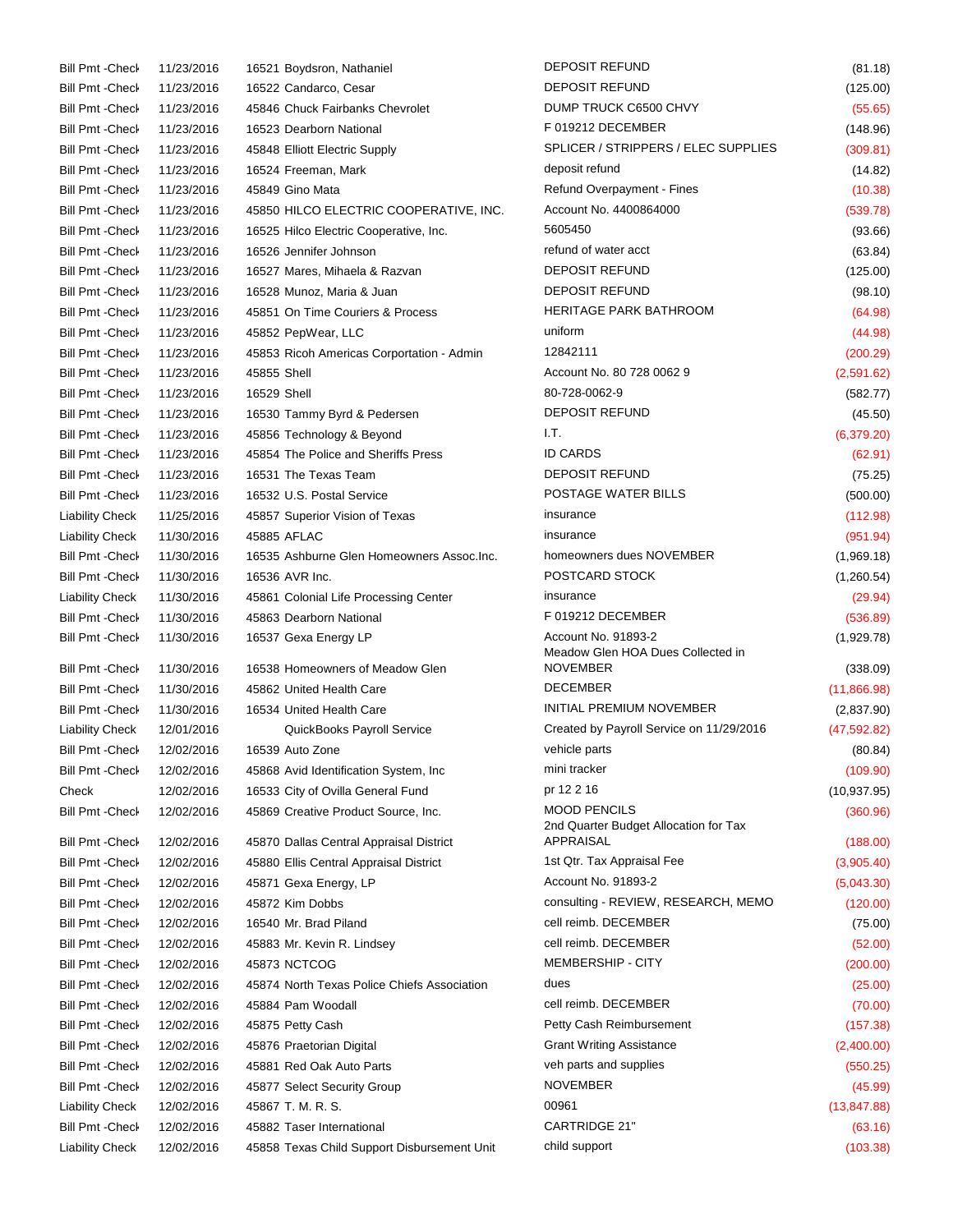| | | | | | |
|---|---|---|---|---|---|
| Bill Pmt -Check | 11/23/2016 | 16521 | Boydsron, Nathaniel | DEPOSIT REFUND | (81.18) |
| Bill Pmt -Check | 11/23/2016 | 16522 | Candarco, Cesar | DEPOSIT REFUND | (125.00) |
| Bill Pmt -Check | 11/23/2016 | 45846 | Chuck Fairbanks Chevrolet | DUMP TRUCK C6500 CHVY | (55.65) |
| Bill Pmt -Check | 11/23/2016 | 16523 | Dearborn National | F 019212 DECEMBER | (148.96) |
| Bill Pmt -Check | 11/23/2016 | 45848 | Elliott Electric Supply | SPLICER / STRIPPERS / ELEC SUPPLIES | (309.81) |
| Bill Pmt -Check | 11/23/2016 | 16524 | Freeman, Mark | deposit refund | (14.82) |
| Bill Pmt -Check | 11/23/2016 | 45849 | Gino Mata | Refund Overpayment - Fines | (10.38) |
| Bill Pmt -Check | 11/23/2016 | 45850 | HILCO ELECTRIC COOPERATIVE, INC. | Account No. 4400864000 | (539.78) |
| Bill Pmt -Check | 11/23/2016 | 16525 | Hilco Electric Cooperative, Inc. | 5605450 | (93.66) |
| Bill Pmt -Check | 11/23/2016 | 16526 | Jennifer Johnson | refund of water acct | (63.84) |
| Bill Pmt -Check | 11/23/2016 | 16527 | Mares, Mihaela & Razvan | DEPOSIT REFUND | (125.00) |
| Bill Pmt -Check | 11/23/2016 | 16528 | Munoz, Maria & Juan | DEPOSIT REFUND | (98.10) |
| Bill Pmt -Check | 11/23/2016 | 45851 | On Time Couriers & Process | HERITAGE PARK BATHROOM | (64.98) |
| Bill Pmt -Check | 11/23/2016 | 45852 | PepWear, LLC | uniform | (44.98) |
| Bill Pmt -Check | 11/23/2016 | 45853 | Ricoh Americas Corportation - Admin | 12842111 | (200.29) |
| Bill Pmt -Check | 11/23/2016 | 45855 | Shell | Account No. 80 728 0062 9 | (2,591.62) |
| Bill Pmt -Check | 11/23/2016 | 16529 | Shell | 80-728-0062-9 | (582.77) |
| Bill Pmt -Check | 11/23/2016 | 16530 | Tammy Byrd & Pedersen | DEPOSIT REFUND | (45.50) |
| Bill Pmt -Check | 11/23/2016 | 45856 | Technology & Beyond | I.T. | (6,379.20) |
| Bill Pmt -Check | 11/23/2016 | 45854 | The Police and Sheriffs Press | ID CARDS | (62.91) |
| Bill Pmt -Check | 11/23/2016 | 16531 | The Texas Team | DEPOSIT REFUND | (75.25) |
| Bill Pmt -Check | 11/23/2016 | 16532 | U.S. Postal Service | POSTAGE WATER BILLS | (500.00) |
| Liability Check | 11/25/2016 | 45857 | Superior Vision of Texas | insurance | (112.98) |
| Liability Check | 11/30/2016 | 45885 | AFLAC | insurance | (951.94) |
| Bill Pmt -Check | 11/30/2016 | 16535 | Ashburne Glen Homeowners Assoc.Inc. | homeowners dues NOVEMBER | (1,969.18) |
| Bill Pmt -Check | 11/30/2016 | 16536 | AVR Inc. | POSTCARD STOCK | (1,260.54) |
| Liability Check | 11/30/2016 | 45861 | Colonial Life Processing Center | insurance | (29.94) |
| Bill Pmt -Check | 11/30/2016 | 45863 | Dearborn National | F 019212 DECEMBER | (536.89) |
| Bill Pmt -Check | 11/30/2016 | 16537 | Gexa Energy LP | Account No. 91893-2 | (1,929.78) |
| Bill Pmt -Check | 11/30/2016 | 16538 | Homeowners of Meadow Glen | Meadow Glen HOA Dues Collected in NOVEMBER | (338.09) |
| Bill Pmt -Check | 11/30/2016 | 45862 | United Health Care | DECEMBER | (11,866.98) |
| Bill Pmt -Check | 11/30/2016 | 16534 | United Health Care | INITIAL PREMIUM NOVEMBER | (2,837.90) |
| Liability Check | 12/01/2016 | | QuickBooks Payroll Service | Created by Payroll Service on 11/29/2016 | (47,592.82) |
| Bill Pmt -Check | 12/02/2016 | 16539 | Auto Zone | vehicle parts | (80.84) |
| Bill Pmt -Check | 12/02/2016 | 45868 | Avid Identification System, Inc | mini tracker | (109.90) |
| Check | 12/02/2016 | 16533 | City of Ovilla General Fund | pr 12 2 16 | (10,937.95) |
| Bill Pmt -Check | 12/02/2016 | 45869 | Creative Product Source, Inc. | MOOD PENCILS | (360.96) |
| Bill Pmt -Check | 12/02/2016 | 45870 | Dallas Central Appraisal District | 2nd Quarter Budget Allocation for Tax APPRAISAL | (188.00) |
| Bill Pmt -Check | 12/02/2016 | 45880 | Ellis Central Appraisal District | 1st Qtr. Tax Appraisal Fee | (3,905.40) |
| Bill Pmt -Check | 12/02/2016 | 45871 | Gexa Energy, LP | Account No. 91893-2 | (5,043.30) |
| Bill Pmt -Check | 12/02/2016 | 45872 | Kim Dobbs | consulting - REVIEW, RESEARCH, MEMO | (120.00) |
| Bill Pmt -Check | 12/02/2016 | 16540 | Mr. Brad Piland | cell reimb. DECEMBER | (75.00) |
| Bill Pmt -Check | 12/02/2016 | 45883 | Mr. Kevin R. Lindsey | cell reimb. DECEMBER | (52.00) |
| Bill Pmt -Check | 12/02/2016 | 45873 | NCTCOG | MEMBERSHIP - CITY | (200.00) |
| Bill Pmt -Check | 12/02/2016 | 45874 | North Texas Police Chiefs Association | dues | (25.00) |
| Bill Pmt -Check | 12/02/2016 | 45884 | Pam Woodall | cell reimb. DECEMBER | (70.00) |
| Bill Pmt -Check | 12/02/2016 | 45875 | Petty Cash | Petty Cash Reimbursement | (157.38) |
| Bill Pmt -Check | 12/02/2016 | 45876 | Praetorian Digital | Grant Writing Assistance | (2,400.00) |
| Bill Pmt -Check | 12/02/2016 | 45881 | Red Oak Auto Parts | veh parts and supplies | (550.25) |
| Bill Pmt -Check | 12/02/2016 | 45877 | Select Security Group | NOVEMBER | (45.99) |
| Liability Check | 12/02/2016 | 45867 | T. M. R. S. | 00961 | (13,847.88) |
| Bill Pmt -Check | 12/02/2016 | 45882 | Taser International | CARTRIDGE 21" | (63.16) |
| Liability Check | 12/02/2016 | 45858 | Texas Child Support Disbursement Unit | child support | (103.38) |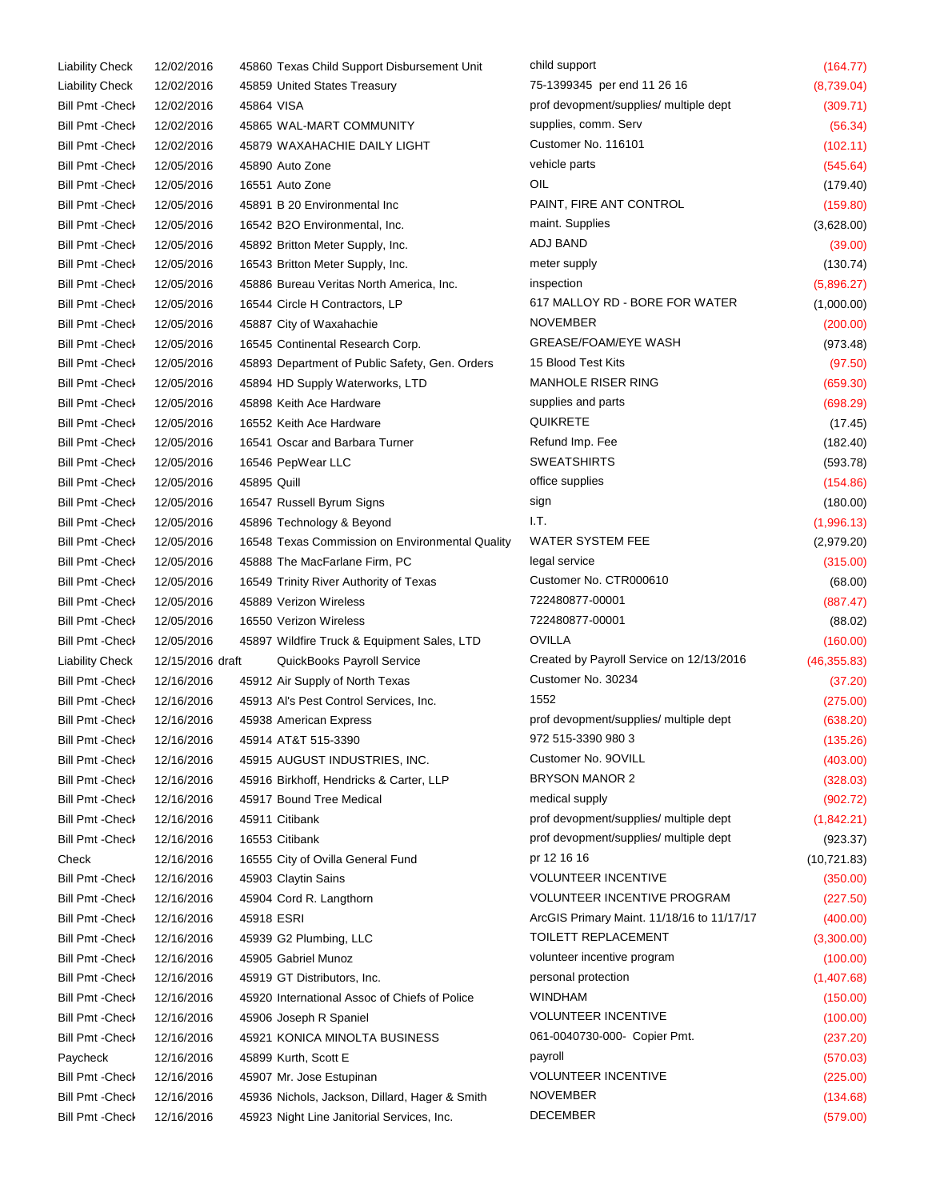| | | | | | |
|---|---|---|---|---|---|
| Liability Check | 12/02/2016 | 45860 | Texas Child Support Disbursement Unit | child support | (164.77) |
| Liability Check | 12/02/2016 | 45859 | United States Treasury | 75-1399345 per end 11 26 16 | (8,739.04) |
| Bill Pmt -Check | 12/02/2016 | 45864 | VISA | prof devopment/supplies/ multiple dept | (309.71) |
| Bill Pmt -Check | 12/02/2016 | 45865 | WAL-MART COMMUNITY | supplies, comm. Serv | (56.34) |
| Bill Pmt -Check | 12/02/2016 | 45879 | WAXAHACHIE DAILY LIGHT | Customer No. 116101 | (102.11) |
| Bill Pmt -Check | 12/05/2016 | 45890 | Auto Zone | vehicle parts | (545.64) |
| Bill Pmt -Check | 12/05/2016 | 16551 | Auto Zone | OIL | (179.40) |
| Bill Pmt -Check | 12/05/2016 | 45891 | B 20 Environmental Inc | PAINT, FIRE ANT CONTROL | (159.80) |
| Bill Pmt -Check | 12/05/2016 | 16542 | B2O Environmental, Inc. | maint. Supplies | (3,628.00) |
| Bill Pmt -Check | 12/05/2016 | 45892 | Britton Meter Supply, Inc. | ADJ BAND | (39.00) |
| Bill Pmt -Check | 12/05/2016 | 16543 | Britton Meter Supply, Inc. | meter supply | (130.74) |
| Bill Pmt -Check | 12/05/2016 | 45886 | Bureau Veritas North America, Inc. | inspection | (5,896.27) |
| Bill Pmt -Check | 12/05/2016 | 16544 | Circle H Contractors, LP | 617 MALLOY RD - BORE FOR WATER | (1,000.00) |
| Bill Pmt -Check | 12/05/2016 | 45887 | City of Waxahachie | NOVEMBER | (200.00) |
| Bill Pmt -Check | 12/05/2016 | 16545 | Continental Research Corp. | GREASE/FOAM/EYE WASH | (973.48) |
| Bill Pmt -Check | 12/05/2016 | 45893 | Department of Public Safety, Gen. Orders | 15 Blood Test Kits | (97.50) |
| Bill Pmt -Check | 12/05/2016 | 45894 | HD Supply Waterworks, LTD | MANHOLE RISER RING | (659.30) |
| Bill Pmt -Check | 12/05/2016 | 45898 | Keith Ace Hardware | supplies and parts | (698.29) |
| Bill Pmt -Check | 12/05/2016 | 16552 | Keith Ace Hardware | QUIKRETE | (17.45) |
| Bill Pmt -Check | 12/05/2016 | 16541 | Oscar and Barbara Turner | Refund Imp. Fee | (182.40) |
| Bill Pmt -Check | 12/05/2016 | 16546 | PepWear LLC | SWEATSHIRTS | (593.78) |
| Bill Pmt -Check | 12/05/2016 | 45895 | Quill | office supplies | (154.86) |
| Bill Pmt -Check | 12/05/2016 | 16547 | Russell Byrum Signs | sign | (180.00) |
| Bill Pmt -Check | 12/05/2016 | 45896 | Technology & Beyond | I.T. | (1,996.13) |
| Bill Pmt -Check | 12/05/2016 | 16548 | Texas Commission on Environmental Quality | WATER SYSTEM FEE | (2,979.20) |
| Bill Pmt -Check | 12/05/2016 | 45888 | The MacFarlane Firm, PC | legal service | (315.00) |
| Bill Pmt -Check | 12/05/2016 | 16549 | Trinity River Authority of Texas | Customer No. CTR000610 | (68.00) |
| Bill Pmt -Check | 12/05/2016 | 45889 | Verizon Wireless | 722480877-00001 | (887.47) |
| Bill Pmt -Check | 12/05/2016 | 16550 | Verizon Wireless | 722480877-00001 | (88.02) |
| Bill Pmt -Check | 12/05/2016 | 45897 | Wildfire Truck & Equipment Sales, LTD | OVILLA | (160.00) |
| Liability Check | 12/15/2016 | draft | QuickBooks Payroll Service | Created by Payroll Service on 12/13/2016 | (46,355.83) |
| Bill Pmt -Check | 12/16/2016 | 45912 | Air Supply of North Texas | Customer No. 30234 | (37.20) |
| Bill Pmt -Check | 12/16/2016 | 45913 | Al's Pest Control Services, Inc. | 1552 | (275.00) |
| Bill Pmt -Check | 12/16/2016 | 45938 | American Express | prof devopment/supplies/ multiple dept | (638.20) |
| Bill Pmt -Check | 12/16/2016 | 45914 | AT&T 515-3390 | 972 515-3390 980 3 | (135.26) |
| Bill Pmt -Check | 12/16/2016 | 45915 | AUGUST INDUSTRIES, INC. | Customer No. 9OVILL | (403.00) |
| Bill Pmt -Check | 12/16/2016 | 45916 | Birkhoff, Hendricks & Carter, LLP | BRYSON MANOR 2 | (328.03) |
| Bill Pmt -Check | 12/16/2016 | 45917 | Bound Tree Medical | medical supply | (902.72) |
| Bill Pmt -Check | 12/16/2016 | 45911 | Citibank | prof devopment/supplies/ multiple dept | (1,842.21) |
| Bill Pmt -Check | 12/16/2016 | 16553 | Citibank | prof devopment/supplies/ multiple dept | (923.37) |
| Check | 12/16/2016 | 16555 | City of Ovilla General Fund | pr 12 16 16 | (10,721.83) |
| Bill Pmt -Check | 12/16/2016 | 45903 | Claytin Sains | VOLUNTEER INCENTIVE | (350.00) |
| Bill Pmt -Check | 12/16/2016 | 45904 | Cord R. Langthorn | VOLUNTEER INCENTIVE PROGRAM | (227.50) |
| Bill Pmt -Check | 12/16/2016 | 45918 | ESRI | ArcGIS Primary Maint. 11/18/16 to 11/17/17 | (400.00) |
| Bill Pmt -Check | 12/16/2016 | 45939 | G2 Plumbing, LLC | TOILETT REPLACEMENT | (3,300.00) |
| Bill Pmt -Check | 12/16/2016 | 45905 | Gabriel Munoz | volunteer incentive program | (100.00) |
| Bill Pmt -Check | 12/16/2016 | 45919 | GT Distributors, Inc. | personal protection | (1,407.68) |
| Bill Pmt -Check | 12/16/2016 | 45920 | International Assoc of Chiefs of Police | WINDHAM | (150.00) |
| Bill Pmt -Check | 12/16/2016 | 45906 | Joseph R Spaniel | VOLUNTEER INCENTIVE | (100.00) |
| Bill Pmt -Check | 12/16/2016 | 45921 | KONICA MINOLTA BUSINESS | 061-0040730-000- Copier Pmt. | (237.20) |
| Paycheck | 12/16/2016 | 45899 | Kurth, Scott E | payroll | (570.03) |
| Bill Pmt -Check | 12/16/2016 | 45907 | Mr. Jose Estupinan | VOLUNTEER INCENTIVE | (225.00) |
| Bill Pmt -Check | 12/16/2016 | 45936 | Nichols, Jackson, Dillard, Hager & Smith | NOVEMBER | (134.68) |
| Bill Pmt -Check | 12/16/2016 | 45923 | Night Line Janitorial Services, Inc. | DECEMBER | (579.00) |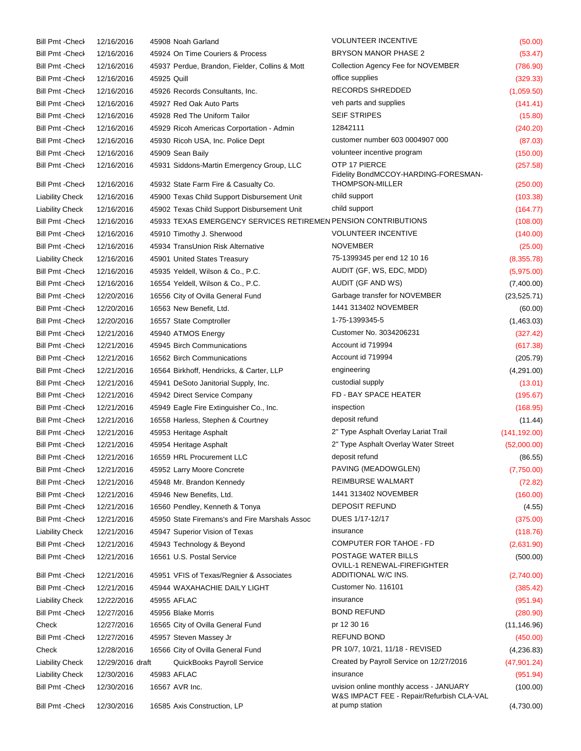| | | | | | |
|---|---|---|---|---|---|
| Bill Pmt -Check | 12/16/2016 | 45908 | Noah Garland | VOLUNTEER INCENTIVE | (50.00) |
| Bill Pmt -Check | 12/16/2016 | 45924 | On Time Couriers & Process | BRYSON MANOR PHASE 2 | (53.47) |
| Bill Pmt -Check | 12/16/2016 | 45937 | Perdue, Brandon, Fielder, Collins & Mott | Collection Agency Fee for NOVEMBER | (786.90) |
| Bill Pmt -Check | 12/16/2016 | 45925 | Quill | office supplies | (329.33) |
| Bill Pmt -Check | 12/16/2016 | 45926 | Records Consultants, Inc. | RECORDS SHREDDED | (1,059.50) |
| Bill Pmt -Check | 12/16/2016 | 45927 | Red Oak Auto Parts | veh parts and supplies | (141.41) |
| Bill Pmt -Check | 12/16/2016 | 45928 | Red The Uniform Tailor | SEIF STRIPES | (15.80) |
| Bill Pmt -Check | 12/16/2016 | 45929 | Ricoh Americas Corportation - Admin | 12842111 | (240.20) |
| Bill Pmt -Check | 12/16/2016 | 45930 | Ricoh USA, Inc. Police Dept | customer number 603 0004907 000 | (87.03) |
| Bill Pmt -Check | 12/16/2016 | 45909 | Sean Baily | volunteer incentive program | (150.00) |
| Bill Pmt -Check | 12/16/2016 | 45931 | Siddons-Martin Emergency Group, LLC | OTP 17 PIERCE | (257.58) |
| Bill Pmt -Check | 12/16/2016 | 45932 | State Farm Fire & Casualty Co. | Fidelity BondMCCOY-HARDING-FORESMAN-THOMPSON-MILLER | (250.00) |
| Liability Check | 12/16/2016 | 45900 | Texas Child Support Disbursement Unit | child support | (103.38) |
| Liability Check | 12/16/2016 | 45902 | Texas Child Support Disbursement Unit | child support | (164.77) |
| Bill Pmt -Check | 12/16/2016 | 45933 | TEXAS EMERGENCY SERVICES RETIREMEN | PENSION CONTRIBUTIONS | (108.00) |
| Bill Pmt -Check | 12/16/2016 | 45910 | Timothy J. Sherwood | VOLUNTEER INCENTIVE | (140.00) |
| Bill Pmt -Check | 12/16/2016 | 45934 | TransUnion Risk Alternative | NOVEMBER | (25.00) |
| Liability Check | 12/16/2016 | 45901 | United States Treasury | 75-1399345 per end 12 10 16 | (8,355.78) |
| Bill Pmt -Check | 12/16/2016 | 45935 | Yeldell, Wilson & Co., P.C. | AUDIT (GF, WS, EDC, MDD) | (5,975.00) |
| Bill Pmt -Check | 12/16/2016 | 16554 | Yeldell, Wilson & Co., P.C. | AUDIT (GF AND WS) | (7,400.00) |
| Bill Pmt -Check | 12/20/2016 | 16556 | City of Ovilla General Fund | Garbage transfer for NOVEMBER | (23,525.71) |
| Bill Pmt -Check | 12/20/2016 | 16563 | New Benefit, Ltd. | 1441 313402 NOVEMBER | (60.00) |
| Bill Pmt -Check | 12/20/2016 | 16557 | State Comptroller | 1-75-1399345-5 | (1,463.03) |
| Bill Pmt -Check | 12/21/2016 | 45940 | ATMOS Energy | Customer No. 3034206231 | (327.42) |
| Bill Pmt -Check | 12/21/2016 | 45945 | Birch Communications | Account id 719994 | (617.38) |
| Bill Pmt -Check | 12/21/2016 | 16562 | Birch Communications | Account id 719994 | (205.79) |
| Bill Pmt -Check | 12/21/2016 | 16564 | Birkhoff, Hendricks, & Carter, LLP | engineering | (4,291.00) |
| Bill Pmt -Check | 12/21/2016 | 45941 | DeSoto Janitorial Supply, Inc. | custodial supply | (13.01) |
| Bill Pmt -Check | 12/21/2016 | 45942 | Direct Service Company | FD - BAY SPACE HEATER | (195.67) |
| Bill Pmt -Check | 12/21/2016 | 45949 | Eagle Fire Extinguisher Co., Inc. | inspection | (168.95) |
| Bill Pmt -Check | 12/21/2016 | 16558 | Harless, Stephen & Courtney | deposit refund | (11.44) |
| Bill Pmt -Check | 12/21/2016 | 45953 | Heritage Asphalt | 2" Type Asphalt Overlay Lariat Trail | (141,192.00) |
| Bill Pmt -Check | 12/21/2016 | 45954 | Heritage Asphalt | 2" Type Asphalt Overlay Water Street | (52,000.00) |
| Bill Pmt -Check | 12/21/2016 | 16559 | HRL Procurement LLC | deposit refund | (86.55) |
| Bill Pmt -Check | 12/21/2016 | 45952 | Larry Moore Concrete | PAVING (MEADOWGLEN) | (7,750.00) |
| Bill Pmt -Check | 12/21/2016 | 45948 | Mr. Brandon Kennedy | REIMBURSE WALMART | (72.82) |
| Bill Pmt -Check | 12/21/2016 | 45946 | New Benefits, Ltd. | 1441 313402 NOVEMBER | (160.00) |
| Bill Pmt -Check | 12/21/2016 | 16560 | Pendley, Kenneth & Tonya | DEPOSIT REFUND | (4.55) |
| Bill Pmt -Check | 12/21/2016 | 45950 | State Firemans's and Fire Marshals Assoc | DUES 1/17-12/17 | (375.00) |
| Liability Check | 12/21/2016 | 45947 | Superior Vision of Texas | insurance | (118.76) |
| Bill Pmt -Check | 12/21/2016 | 45943 | Technology & Beyond | COMPUTER FOR TAHOE - FD | (2,631.90) |
| Bill Pmt -Check | 12/21/2016 | 16561 | U.S. Postal Service | POSTAGE WATER BILLS | (500.00) |
| Bill Pmt -Check | 12/21/2016 | 45951 | VFIS of Texas/Regnier & Associates | OVILL-1 RENEWAL-FIREFIGHTER ADDITIONAL W/C INS. | (2,740.00) |
| Bill Pmt -Check | 12/21/2016 | 45944 | WAXAHACHIE DAILY LIGHT | Customer No. 116101 | (385.42) |
| Liability Check | 12/22/2016 | 45955 | AFLAC | insurance | (951.94) |
| Bill Pmt -Check | 12/27/2016 | 45956 | Blake Morris | BOND REFUND | (280.90) |
| Check | 12/27/2016 | 16565 | City of Ovilla General Fund | pr 12 30 16 | (11,146.96) |
| Bill Pmt -Check | 12/27/2016 | 45957 | Steven Massey Jr | REFUND BOND | (450.00) |
| Check | 12/28/2016 | 16566 | City of Ovilla General Fund | PR 10/7, 10/21, 11/18 - REVISED | (4,236.83) |
| Liability Check | 12/29/2016 | draft | QuickBooks Payroll Service | Created by Payroll Service on 12/27/2016 | (47,901.24) |
| Liability Check | 12/30/2016 | 45983 | AFLAC | insurance | (951.94) |
| Bill Pmt -Check | 12/30/2016 | 16567 | AVR Inc. | uvision online monthly access - JANUARY | (100.00) |
| Bill Pmt -Check | 12/30/2016 | 16585 | Axis Construction, LP | W&S IMPACT FEE - Repair/Refurbish CLA-VAL at pump station | (4,730.00) |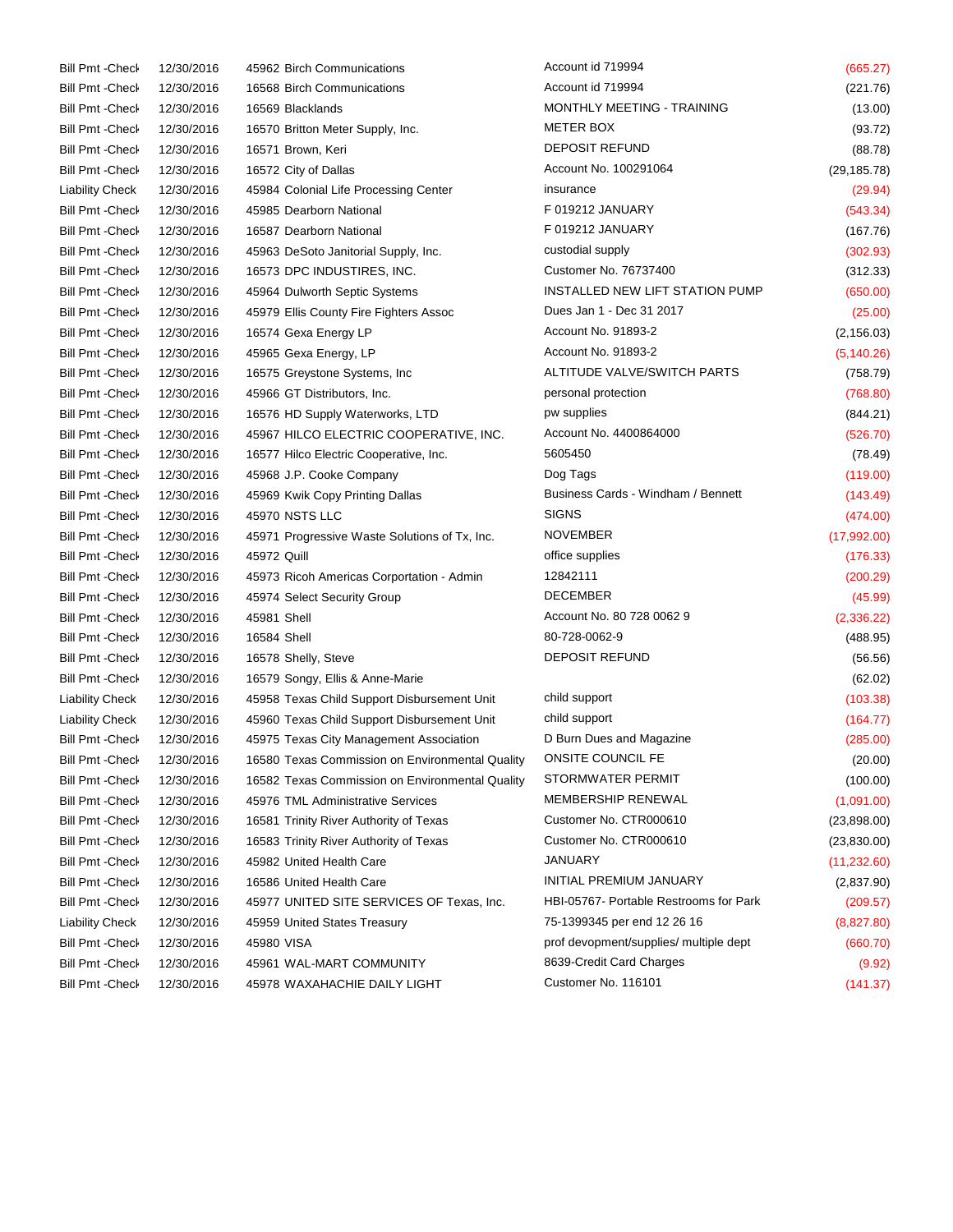| | | | | | |
|---|---|---|---|---|---|
| Bill Pmt -Check | 12/30/2016 | 45962 | Birch Communications | Account id 719994 | (665.27) |
| Bill Pmt -Check | 12/30/2016 | 16568 | Birch Communications | Account id 719994 | (221.76) |
| Bill Pmt -Check | 12/30/2016 | 16569 | Blacklands | MONTHLY MEETING - TRAINING | (13.00) |
| Bill Pmt -Check | 12/30/2016 | 16570 | Britton Meter Supply, Inc. | METER BOX | (93.72) |
| Bill Pmt -Check | 12/30/2016 | 16571 | Brown, Keri | DEPOSIT REFUND | (88.78) |
| Bill Pmt -Check | 12/30/2016 | 16572 | City of Dallas | Account No. 100291064 | (29,185.78) |
| Liability Check | 12/30/2016 | 45984 | Colonial Life Processing Center | insurance | (29.94) |
| Bill Pmt -Check | 12/30/2016 | 45985 | Dearborn National | F 019212 JANUARY | (543.34) |
| Bill Pmt -Check | 12/30/2016 | 16587 | Dearborn National | F 019212 JANUARY | (167.76) |
| Bill Pmt -Check | 12/30/2016 | 45963 | DeSoto Janitorial Supply, Inc. | custodial supply | (302.93) |
| Bill Pmt -Check | 12/30/2016 | 16573 | DPC INDUSTIRES, INC. | Customer No. 76737400 | (312.33) |
| Bill Pmt -Check | 12/30/2016 | 45964 | Dulworth Septic Systems | INSTALLED NEW LIFT STATION PUMP | (650.00) |
| Bill Pmt -Check | 12/30/2016 | 45979 | Ellis County Fire Fighters Assoc | Dues Jan 1 - Dec 31 2017 | (25.00) |
| Bill Pmt -Check | 12/30/2016 | 16574 | Gexa Energy LP | Account No. 91893-2 | (2,156.03) |
| Bill Pmt -Check | 12/30/2016 | 45965 | Gexa Energy, LP | Account No. 91893-2 | (5,140.26) |
| Bill Pmt -Check | 12/30/2016 | 16575 | Greystone Systems, Inc | ALTITUDE VALVE/SWITCH PARTS | (758.79) |
| Bill Pmt -Check | 12/30/2016 | 45966 | GT Distributors, Inc. | personal protection | (768.80) |
| Bill Pmt -Check | 12/30/2016 | 16576 | HD Supply Waterworks, LTD | pw supplies | (844.21) |
| Bill Pmt -Check | 12/30/2016 | 45967 | HILCO ELECTRIC COOPERATIVE, INC. | Account No. 4400864000 | (526.70) |
| Bill Pmt -Check | 12/30/2016 | 16577 | Hilco Electric Cooperative, Inc. | 5605450 | (78.49) |
| Bill Pmt -Check | 12/30/2016 | 45968 | J.P. Cooke Company | Dog Tags | (119.00) |
| Bill Pmt -Check | 12/30/2016 | 45969 | Kwik Copy Printing Dallas | Business Cards - Windham / Bennett | (143.49) |
| Bill Pmt -Check | 12/30/2016 | 45970 | NSTS LLC | SIGNS | (474.00) |
| Bill Pmt -Check | 12/30/2016 | 45971 | Progressive Waste Solutions of Tx, Inc. | NOVEMBER | (17,992.00) |
| Bill Pmt -Check | 12/30/2016 | 45972 | Quill | office supplies | (176.33) |
| Bill Pmt -Check | 12/30/2016 | 45973 | Ricoh Americas Corportation - Admin | 12842111 | (200.29) |
| Bill Pmt -Check | 12/30/2016 | 45974 | Select Security Group | DECEMBER | (45.99) |
| Bill Pmt -Check | 12/30/2016 | 45981 | Shell | Account No. 80 728 0062 9 | (2,336.22) |
| Bill Pmt -Check | 12/30/2016 | 16584 | Shell | 80-728-0062-9 | (488.95) |
| Bill Pmt -Check | 12/30/2016 | 16578 | Shelly, Steve | DEPOSIT REFUND | (56.56) |
| Bill Pmt -Check | 12/30/2016 | 16579 | Songy, Ellis & Anne-Marie | | (62.02) |
| Liability Check | 12/30/2016 | 45958 | Texas Child Support Disbursement Unit | child support | (103.38) |
| Liability Check | 12/30/2016 | 45960 | Texas Child Support Disbursement Unit | child support | (164.77) |
| Bill Pmt -Check | 12/30/2016 | 45975 | Texas City Management Association | D Burn Dues and Magazine | (285.00) |
| Bill Pmt -Check | 12/30/2016 | 16580 | Texas Commission on Environmental Quality | ONSITE COUNCIL FE | (20.00) |
| Bill Pmt -Check | 12/30/2016 | 16582 | Texas Commission on Environmental Quality | STORMWATER PERMIT | (100.00) |
| Bill Pmt -Check | 12/30/2016 | 45976 | TML Administrative Services | MEMBERSHIP RENEWAL | (1,091.00) |
| Bill Pmt -Check | 12/30/2016 | 16581 | Trinity River Authority of Texas | Customer No. CTR000610 | (23,898.00) |
| Bill Pmt -Check | 12/30/2016 | 16583 | Trinity River Authority of Texas | Customer No. CTR000610 | (23,830.00) |
| Bill Pmt -Check | 12/30/2016 | 45982 | United Health Care | JANUARY | (11,232.60) |
| Bill Pmt -Check | 12/30/2016 | 16586 | United Health Care | INITIAL PREMIUM JANUARY | (2,837.90) |
| Bill Pmt -Check | 12/30/2016 | 45977 | UNITED SITE SERVICES OF Texas, Inc. | HBI-05767- Portable Restrooms for Park | (209.57) |
| Liability Check | 12/30/2016 | 45959 | United States Treasury | 75-1399345 per end 12 26 16 | (8,827.80) |
| Bill Pmt -Check | 12/30/2016 | 45980 | VISA | prof devopment/supplies/ multiple dept | (660.70) |
| Bill Pmt -Check | 12/30/2016 | 45961 | WAL-MART COMMUNITY | 8639-Credit Card Charges | (9.92) |
| Bill Pmt -Check | 12/30/2016 | 45978 | WAXAHACHIE DAILY LIGHT | Customer No. 116101 | (141.37) |